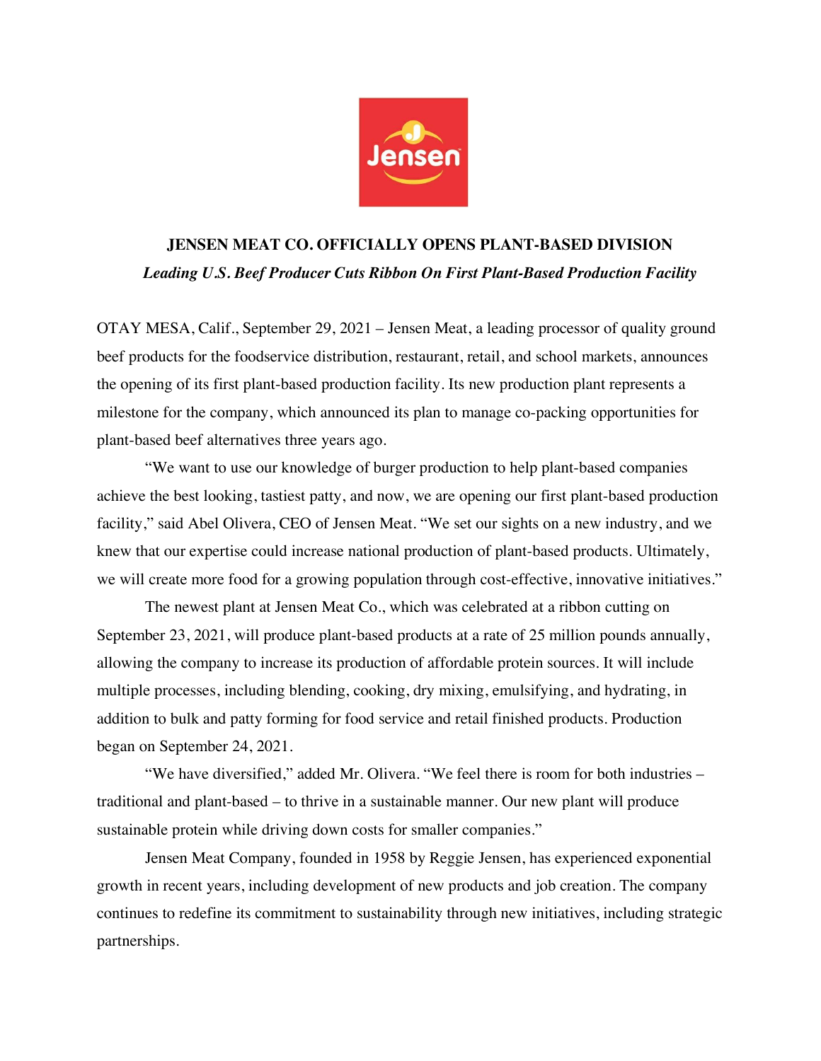# JENSEN MEAT CO. OFFICIALLY OPENS PLANT-BASED DIVISION

***Leading U.S. Beef Producer Cuts Ribbon On First Plant-Based Production Facility***

OTAY MESA, Calif., September 29, 2021 – Jensen Meat, a leading processor of quality ground beef products for the foodservice distribution, restaurant, retail, and school markets, announces the opening of its first plant-based production facility. Its new production plant represents a milestone for the company, which announced its plan to manage co-packing opportunities for plant-based beef alternatives three years ago.

"We want to use our knowledge of burger production to help plant-based companies achieve the best looking, tastiest patty, and now, we are opening our first plant-based production facility," said Abel Olivera, CEO of Jensen Meat. "We set our sights on a new industry, and we knew that our expertise could increase national production of plant-based products. Ultimately, we will create more food for a growing population through cost-effective, innovative initiatives."

The newest plant at Jensen Meat Co., which was celebrated at a ribbon cutting on September 23, 2021, will produce plant-based products at a rate of 25 million pounds annually, allowing the company to increase its production of affordable protein sources. It will include multiple processes, including blending, cooking, dry mixing, emulsifying, and hydrating, in addition to bulk and patty forming for food service and retail finished products. Production began on September 24, 2021.

"We have diversified," added Mr. Olivera. "We feel there is room for both industries – traditional and plant-based – to thrive in a sustainable manner. Our new plant will produce sustainable protein while driving down costs for smaller companies."

Jensen Meat Company, founded in 1958 by Reggie Jensen, has experienced exponential growth in recent years, including development of new products and job creation. The company continues to redefine its commitment to sustainability through new initiatives, including strategic partnerships.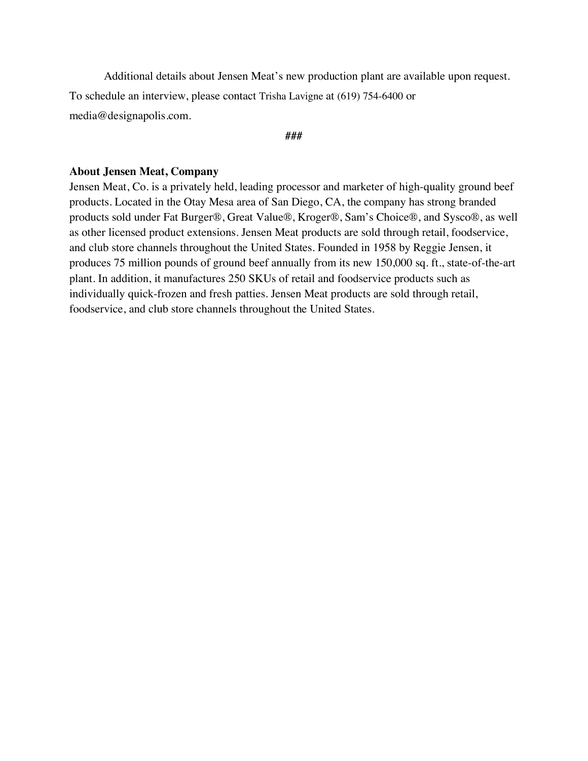Additional details about Jensen Meat's new production plant are available upon request. To schedule an interview, please contact Trisha Lavigne at (619) 754-6400 or media@designapolis.com.

###

**About Jensen Meat, Company**

Jensen Meat, Co. is a privately held, leading processor and marketer of high-quality ground beef products. Located in the Otay Mesa area of San Diego, CA, the company has strong branded products sold under Fat Burger®, Great Value®, Kroger®, Sam's Choice®, and Sysco®, as well as other licensed product extensions. Jensen Meat products are sold through retail, foodservice, and club store channels throughout the United States. Founded in 1958 by Reggie Jensen, it produces 75 million pounds of ground beef annually from its new 150,000 sq. ft., state-of-the-art plant. In addition, it manufactures 250 SKUs of retail and foodservice products such as individually quick-frozen and fresh patties. Jensen Meat products are sold through retail, foodservice, and club store channels throughout the United States.